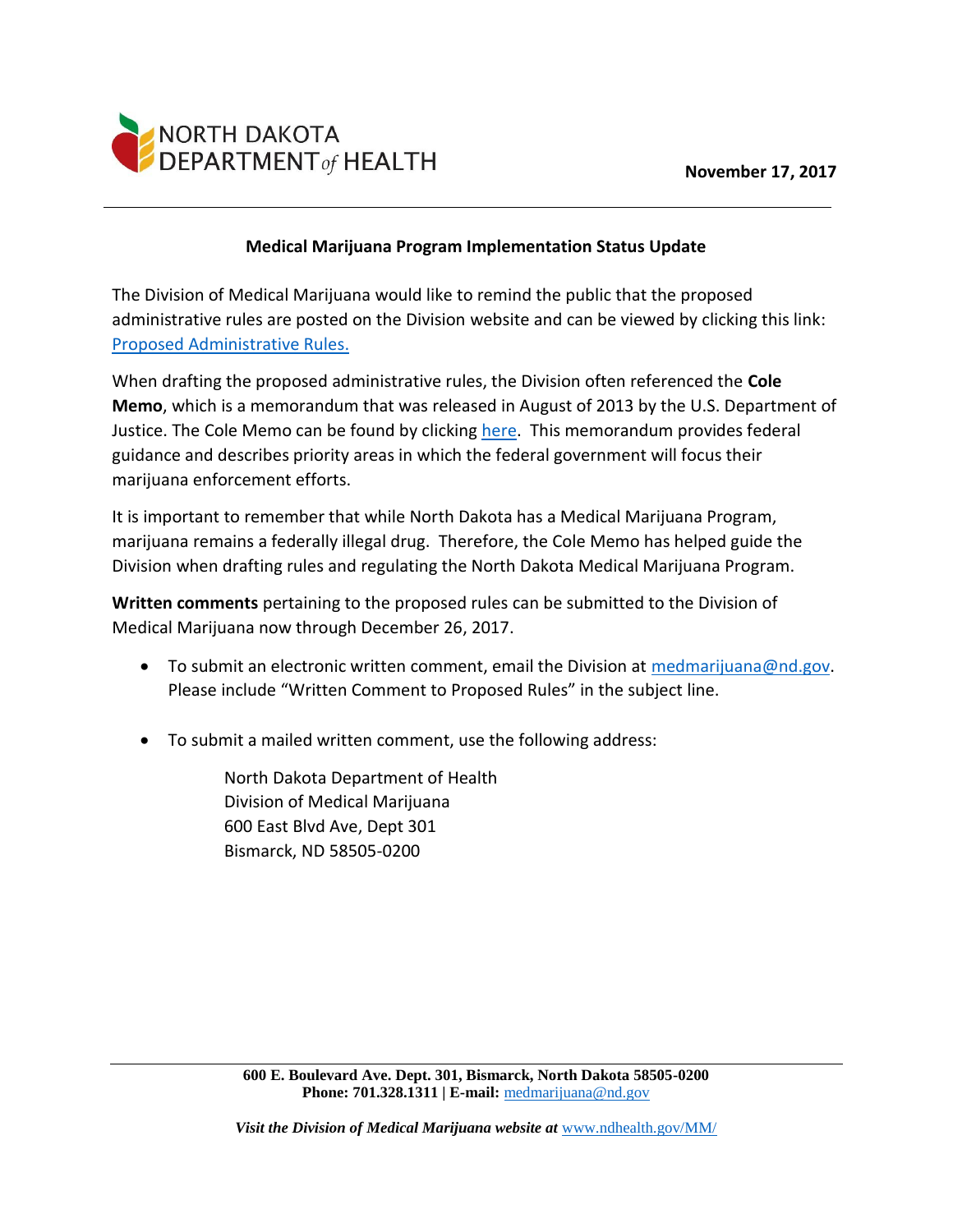NORTH DAKOTA DEPARTMENT *of* HEALTH

**November 17, 2017**

**Medical Marijuana Program Implementation Status Update**

The Division of Medical Marijuana would like to remind the public that the proposed administrative rules are posted on the Division website and can be viewed by clicking this link: Proposed Administrative Rules.

When drafting the proposed administrative rules, the Division often referenced the **Cole Memo**, which is a memorandum that was released in August of 2013 by the U.S. Department of Justice. The Cole Memo can be found by clicking here. This memorandum provides federal guidance and describes priority areas in which the federal government will focus their marijuana enforcement efforts.

It is important to remember that while North Dakota has a Medical Marijuana Program, marijuana remains a federally illegal drug. Therefore, the Cole Memo has helped guide the Division when drafting rules and regulating the North Dakota Medical Marijuana Program.

**Written comments** pertaining to the proposed rules can be submitted to the Division of Medical Marijuana now through December 26, 2017.

- To submit an electronic written comment, email the Division at medmarijuana@nd.gov. Please include "Written Comment to Proposed Rules" in the subject line.

- To submit a mailed written comment, use the following address:

  North Dakota Department of Health
  Division of Medical Marijuana
  600 East Blvd Ave, Dept 301
  Bismarck, ND 58505-0200

**600 E. Boulevard Ave. Dept. 301, Bismarck, North Dakota 58505-0200**
**Phone: 701.328.1311 | E-mail:** medmarijuana@nd.gov

***Visit the Division of Medical Marijuana website at*** www.ndhealth.gov/MM/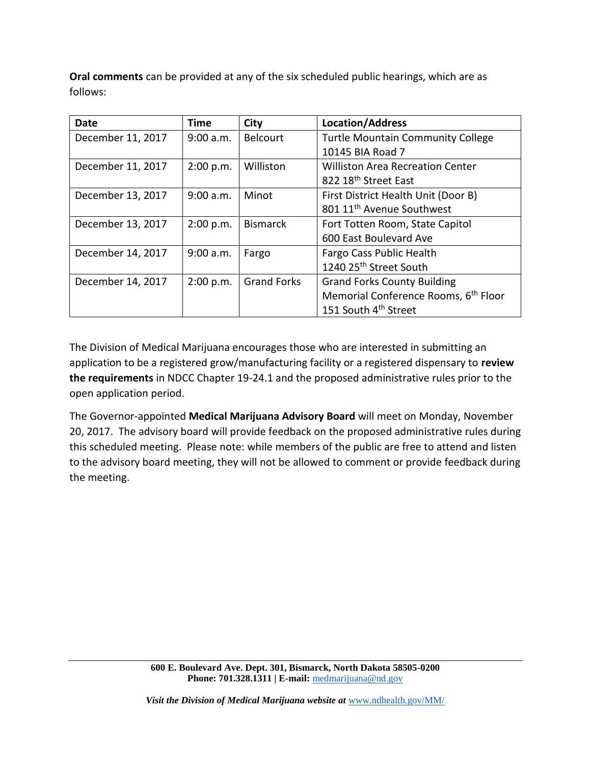**Oral comments** can be provided at any of the six scheduled public hearings, which are as follows:

| Date | Time | City | Location/Address |
|---|---|---|---|
| December 11, 2017 | 9:00 a.m. | Belcourt | Turtle Mountain Community College<br>10145 BIA Road 7 |
| December 11, 2017 | 2:00 p.m. | Williston | Williston Area Recreation Center<br>822 18th Street East |
| December 13, 2017 | 9:00 a.m. | Minot | First District Health Unit (Door B)<br>801 11th Avenue Southwest |
| December 13, 2017 | 2:00 p.m. | Bismarck | Fort Totten Room, State Capitol<br>600 East Boulevard Ave |
| December 14, 2017 | 9:00 a.m. | Fargo | Fargo Cass Public Health<br>1240 25th Street South |
| December 14, 2017 | 2:00 p.m. | Grand Forks | Grand Forks County Building<br>Memorial Conference Rooms, 6th Floor<br>151 South 4th Street |

The Division of Medical Marijuana encourages those who are interested in submitting an application to be a registered grow/manufacturing facility or a registered dispensary to **review the requirements** in NDCC Chapter 19-24.1 and the proposed administrative rules prior to the open application period.

The Governor-appointed **Medical Marijuana Advisory Board** will meet on Monday, November 20, 2017. The advisory board will provide feedback on the proposed administrative rules during this scheduled meeting. Please note: while members of the public are free to attend and listen to the advisory board meeting, they will not be allowed to comment or provide feedback during the meeting.

**600 E. Boulevard Ave. Dept. 301, Bismarck, North Dakota 58505-0200**
**Phone: 701.328.1311 | E-mail:** medmarijuana@nd.gov

*Visit the Division of Medical Marijuana website at* www.ndhealth.gov/MM/